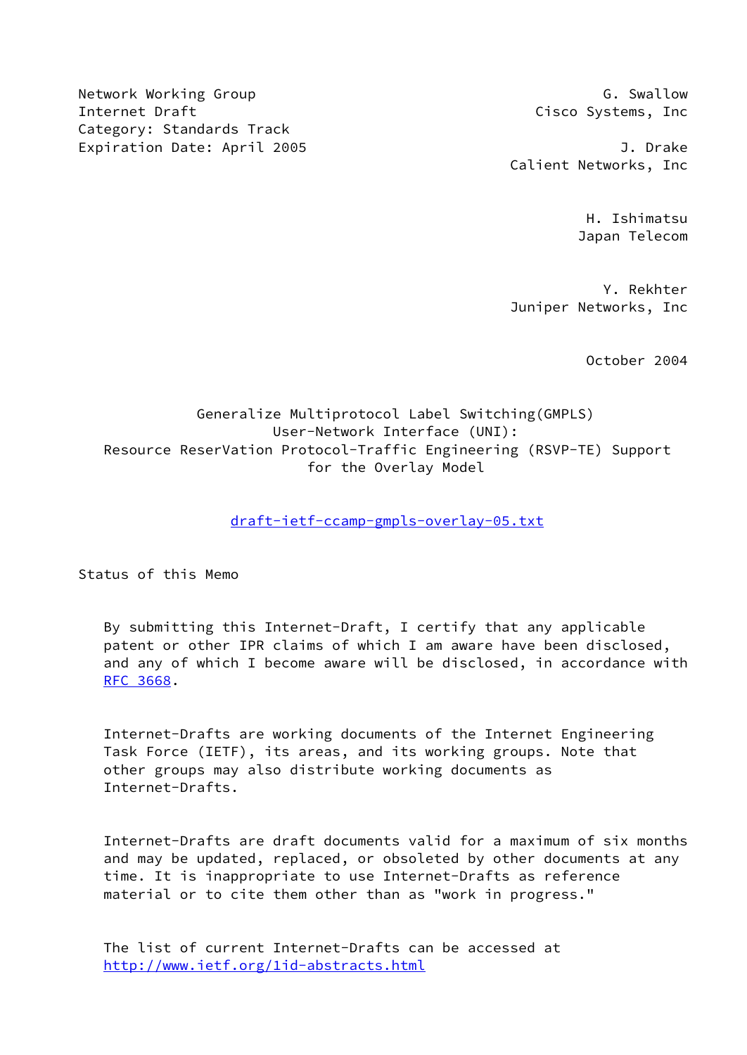Network Working Group                                    G. Swallow
Internet Draft                                    Cisco Systems, Inc
Category: Standards Track
Expiration Date: April 2005                                J. Drake
                                                Calient Networks, Inc

H. Ishimatsu
Japan Telecom

Y. Rekhter
Juniper Networks, Inc

October 2004

# Generalize Multiprotocol Label Switching(GMPLS) User-Network Interface (UNI): Resource ReserVation Protocol-Traffic Engineering (RSVP-TE) Support for the Overlay Model

draft-ietf-ccamp-gmpls-overlay-05.txt

## Status of this Memo

By submitting this Internet-Draft, I certify that any applicable patent or other IPR claims of which I am aware have been disclosed, and any of which I become aware will be disclosed, in accordance with RFC 3668.

Internet-Drafts are working documents of the Internet Engineering Task Force (IETF), its areas, and its working groups. Note that other groups may also distribute working documents as Internet-Drafts.

Internet-Drafts are draft documents valid for a maximum of six months and may be updated, replaced, or obsoleted by other documents at any time. It is inappropriate to use Internet-Drafts as reference material or to cite them other than as "work in progress."

The list of current Internet-Drafts can be accessed at http://www.ietf.org/1id-abstracts.html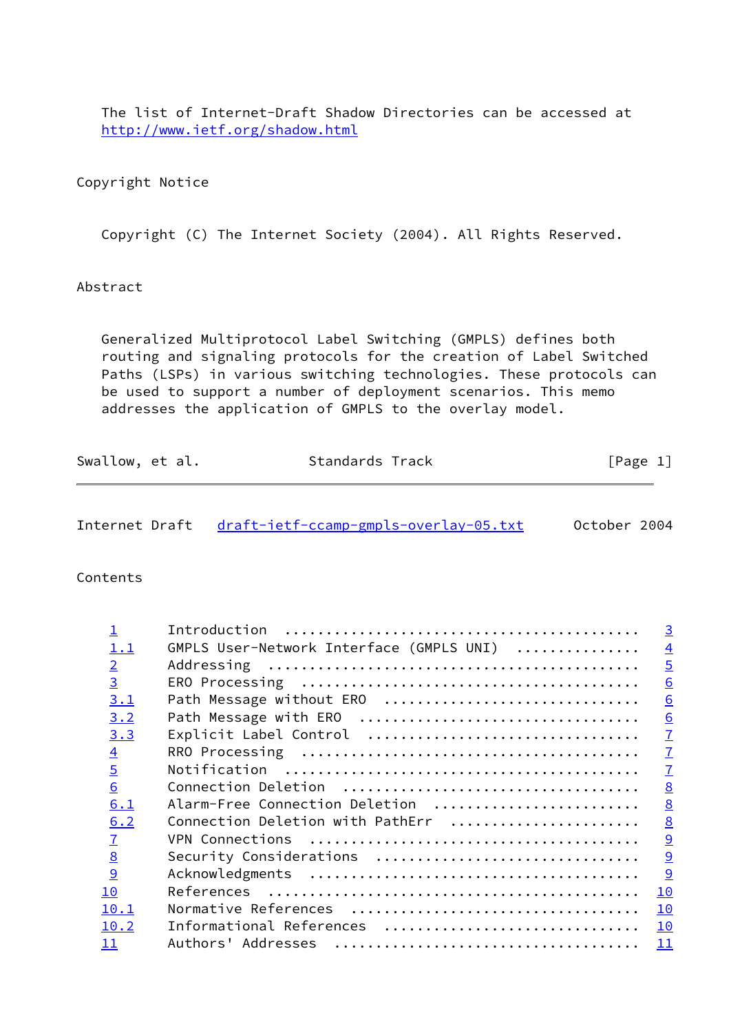The list of Internet-Draft Shadow Directories can be accessed at http://www.ietf.org/shadow.html

## Copyright Notice

Copyright (C) The Internet Society (2004). All Rights Reserved.

## Abstract

Generalized Multiprotocol Label Switching (GMPLS) defines both routing and signaling protocols for the creation of Label Switched Paths (LSPs) in various switching technologies. These protocols can be used to support a number of deployment scenarios. This memo addresses the application of GMPLS to the overlay model.

## Contents

| | | |
|---|---|---|
| 1 | Introduction | 3 |
| 1.1 | GMPLS User-Network Interface (GMPLS UNI) | 4 |
| 2 | Addressing | 5 |
| 3 | ERO Processing | 6 |
| 3.1 | Path Message without ERO | 6 |
| 3.2 | Path Message with ERO | 6 |
| 3.3 | Explicit Label Control | 7 |
| 4 | RRO Processing | 7 |
| 5 | Notification | 7 |
| 6 | Connection Deletion | 8 |
| 6.1 | Alarm-Free Connection Deletion | 8 |
| 6.2 | Connection Deletion with PathErr | 8 |
| 7 | VPN Connections | 9 |
| 8 | Security Considerations | 9 |
| 9 | Acknowledgments | 9 |
| 10 | References | 10 |
| 10.1 | Normative References | 10 |
| 10.2 | Informational References | 10 |
| 11 | Authors' Addresses | 11 |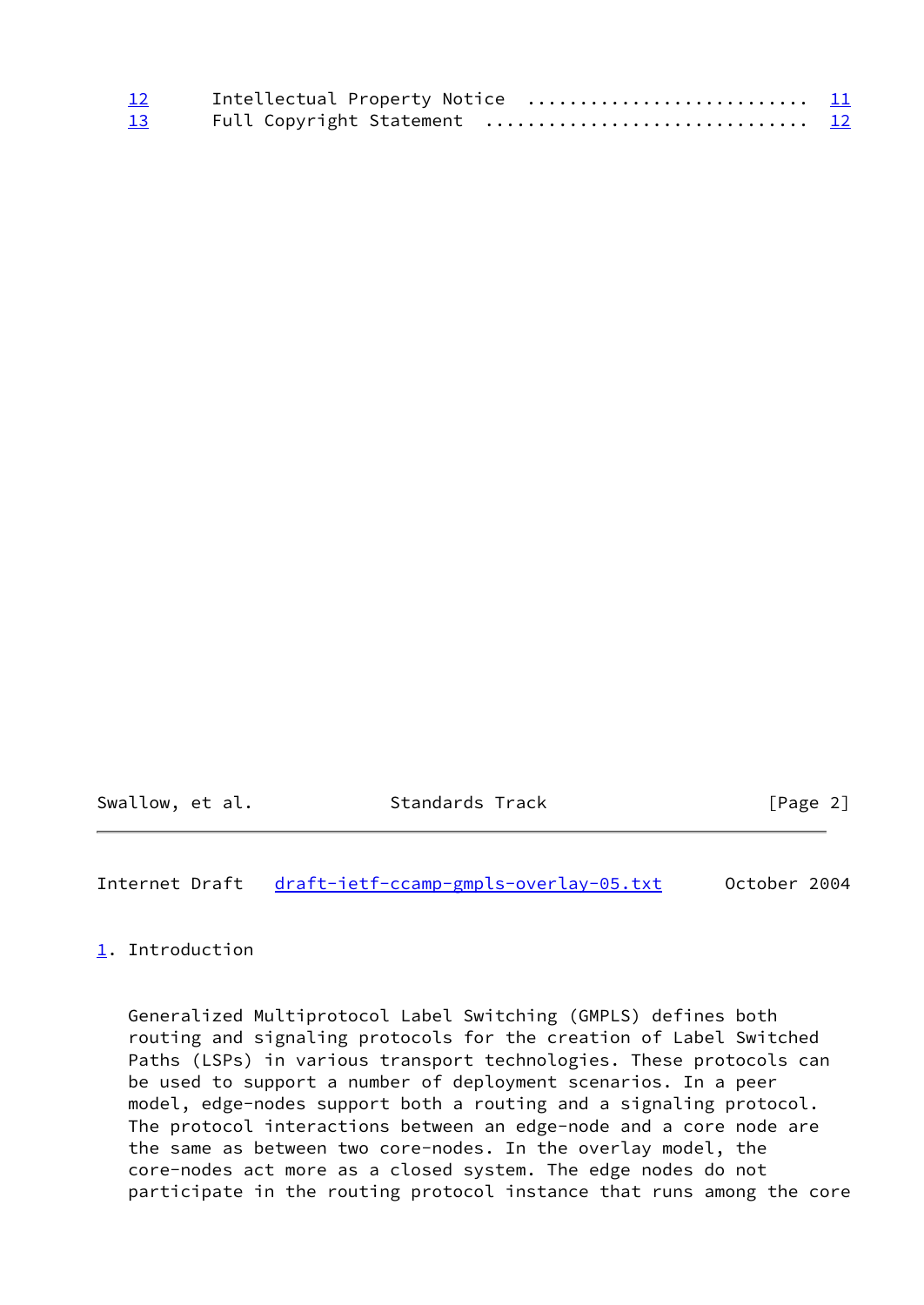12 Intellectual Property Notice .......................... 11
13 Full Copyright Statement .............................. 12

## 1. Introduction

Generalized Multiprotocol Label Switching (GMPLS) defines both routing and signaling protocols for the creation of Label Switched Paths (LSPs) in various transport technologies. These protocols can be used to support a number of deployment scenarios. In a peer model, edge-nodes support both a routing and a signaling protocol. The protocol interactions between an edge-node and a core node are the same as between two core-nodes. In the overlay model, the core-nodes act more as a closed system. The edge nodes do not participate in the routing protocol instance that runs among the core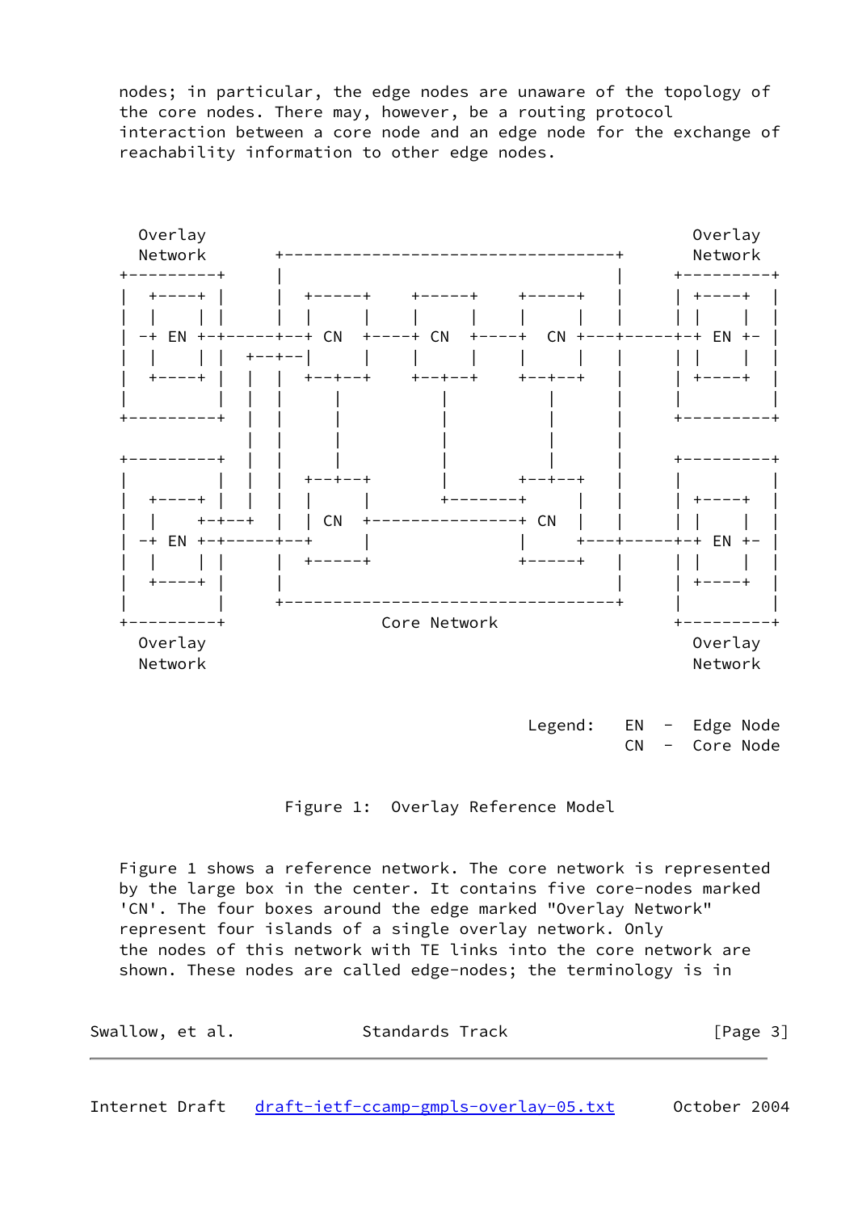nodes; in particular, the edge nodes are unaware of the topology of the core nodes. There may, however, be a routing protocol interaction between a core node and an edge node for the exchange of reachability information to other edge nodes.

```
   Overlay                                                  Overlay
   Network       +----------------------------------+      Network
 +----------+    |                                  |    +----------+
 |  +----+  |    |  +-----+    +-----+    +-----+   |    |  +----+  |
 |  |    |  |    |  |     |    |     |    |     |   |    |  |    |  |
 | -+ EN +-+-----+--+ CN  +----+ CN  +----+  CN +---+-----+-+ EN +- |
 |  |    |  | +--+--|     |    |     |    |     |   |    |  |    |  |
 |  +----+  | |  |  +--+--+    +--+--+    +--+--+   |    |  +----+  |
 |          | |  |     |          |          |      |    |          |
 +----------+ |  |     |          |          |      |    +----------+
              |  |     |          |          |      |
 +----------+ |  |     |          |          |      |    +----------+
 |          | |  |  +--+--+       |       +--+--+   |    |          |
 |  +----+  | |  |  |     |       +--------+     |   |    |  +----+  |
 |  |    +-+--+  |  | CN  +---------------+ CN  |   |    |  |    |  |
 | -+ EN +-+-----+--+     |               |     +---+-----+-+ EN +- |
 |  |    |  |    |  +-----+               +-----+   |    |  |    |  |
 |  +----+  |    |                                  |    |  +----+  |
 |          |    +----------------------------------+    |          |
 +----------+                Core Network                +----------+
   Overlay                                                  Overlay
   Network                                                  Network

                                          Legend:   EN  -  Edge Node
                                                    CN  -  Core Node
```

Figure 1: Overlay Reference Model

Figure 1 shows a reference network. The core network is represented by the large box in the center. It contains five core-nodes marked 'CN'. The four boxes around the edge marked "Overlay Network" represent four islands of a single overlay network. Only the nodes of this network with TE links into the core network are shown. These nodes are called edge-nodes; the terminology is in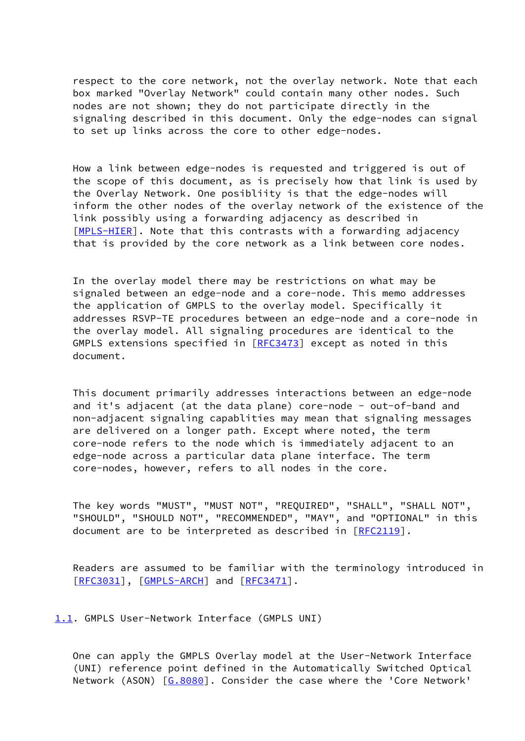respect to the core network, not the overlay network. Note that each box marked "Overlay Network" could contain many other nodes. Such nodes are not shown; they do not participate directly in the signaling described in this document. Only the edge-nodes can signal to set up links across the core to other edge-nodes.

How a link between edge-nodes is requested and triggered is out of the scope of this document, as is precisely how that link is used by the Overlay Network. One posibliity is that the edge-nodes will inform the other nodes of the overlay network of the existence of the link possibly using a forwarding adjacency as described in [MPLS-HIER]. Note that this contrasts with a forwarding adjacency that is provided by the core network as a link between core nodes.

In the overlay model there may be restrictions on what may be signaled between an edge-node and a core-node. This memo addresses the application of GMPLS to the overlay model. Specifically it addresses RSVP-TE procedures between an edge-node and a core-node in the overlay model. All signaling procedures are identical to the GMPLS extensions specified in [RFC3473] except as noted in this document.

This document primarily addresses interactions between an edge-node and it's adjacent (at the data plane) core-node - out-of-band and non-adjacent signaling capablities may mean that signaling messages are delivered on a longer path. Except where noted, the term core-node refers to the node which is immediately adjacent to an edge-node across a particular data plane interface. The term core-nodes, however, refers to all nodes in the core.

The key words "MUST", "MUST NOT", "REQUIRED", "SHALL", "SHALL NOT", "SHOULD", "SHOULD NOT", "RECOMMENDED", "MAY", and "OPTIONAL" in this document are to be interpreted as described in [RFC2119].

Readers are assumed to be familiar with the terminology introduced in [RFC3031], [GMPLS-ARCH] and [RFC3471].

### 1.1. GMPLS User-Network Interface (GMPLS UNI)

One can apply the GMPLS Overlay model at the User-Network Interface (UNI) reference point defined in the Automatically Switched Optical Network (ASON) [G.8080]. Consider the case where the 'Core Network'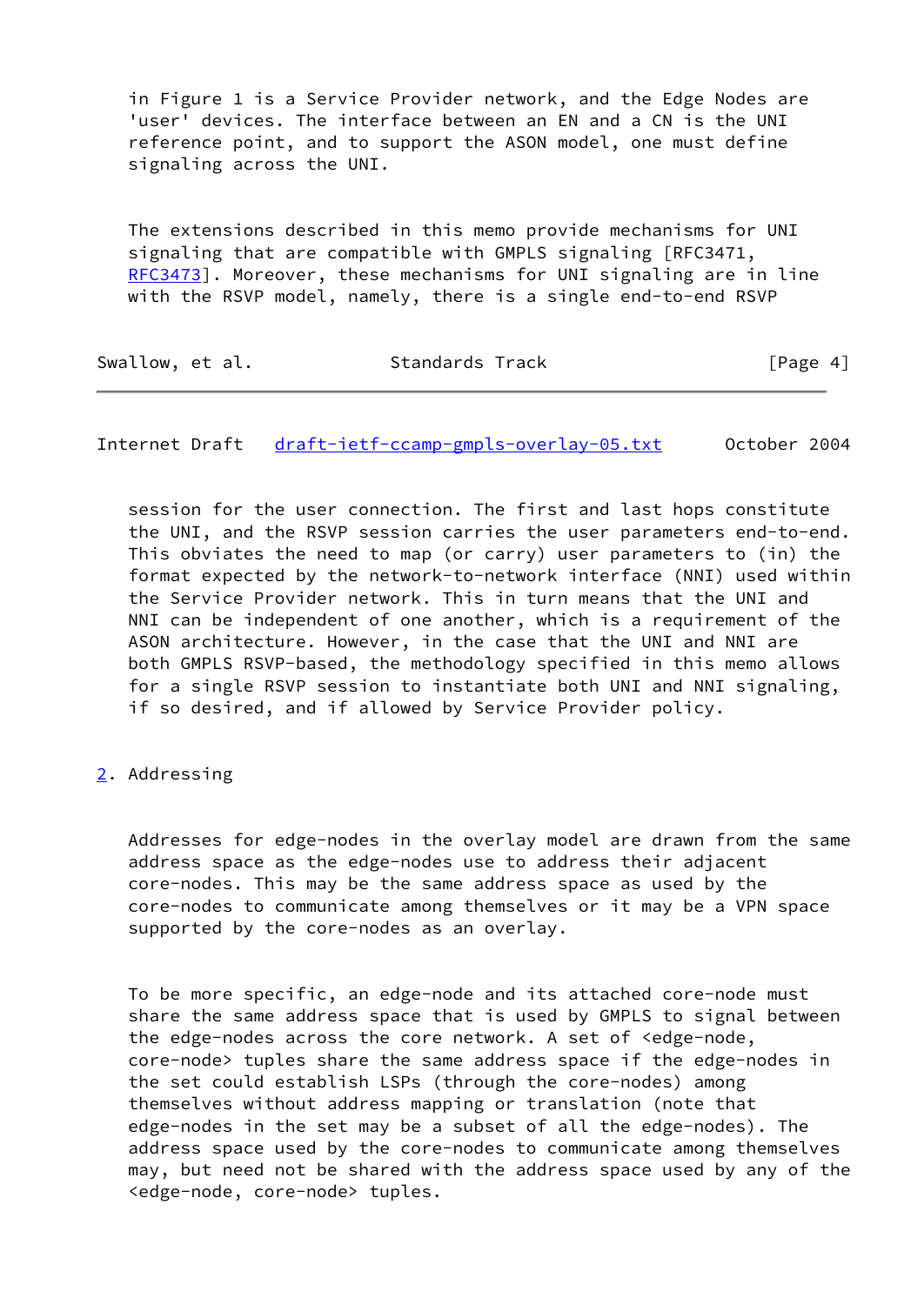in Figure 1 is a Service Provider network, and the Edge Nodes are 'user' devices. The interface between an EN and a CN is the UNI reference point, and to support the ASON model, one must define signaling across the UNI.

The extensions described in this memo provide mechanisms for UNI signaling that are compatible with GMPLS signaling [RFC3471, RFC3473]. Moreover, these mechanisms for UNI signaling are in line with the RSVP model, namely, there is a single end-to-end RSVP session for the user connection. The first and last hops constitute the UNI, and the RSVP session carries the user parameters end-to-end. This obviates the need to map (or carry) user parameters to (in) the format expected by the network-to-network interface (NNI) used within the Service Provider network. This in turn means that the UNI and NNI can be independent of one another, which is a requirement of the ASON architecture. However, in the case that the UNI and NNI are both GMPLS RSVP-based, the methodology specified in this memo allows for a single RSVP session to instantiate both UNI and NNI signaling, if so desired, and if allowed by Service Provider policy.

## 2. Addressing

Addresses for edge-nodes in the overlay model are drawn from the same address space as the edge-nodes use to address their adjacent core-nodes. This may be the same address space as used by the core-nodes to communicate among themselves or it may be a VPN space supported by the core-nodes as an overlay.

To be more specific, an edge-node and its attached core-node must share the same address space that is used by GMPLS to signal between the edge-nodes across the core network. A set of <edge-node, core-node> tuples share the same address space if the edge-nodes in the set could establish LSPs (through the core-nodes) among themselves without address mapping or translation (note that edge-nodes in the set may be a subset of all the edge-nodes). The address space used by the core-nodes to communicate among themselves may, but need not be shared with the address space used by any of the <edge-node, core-node> tuples.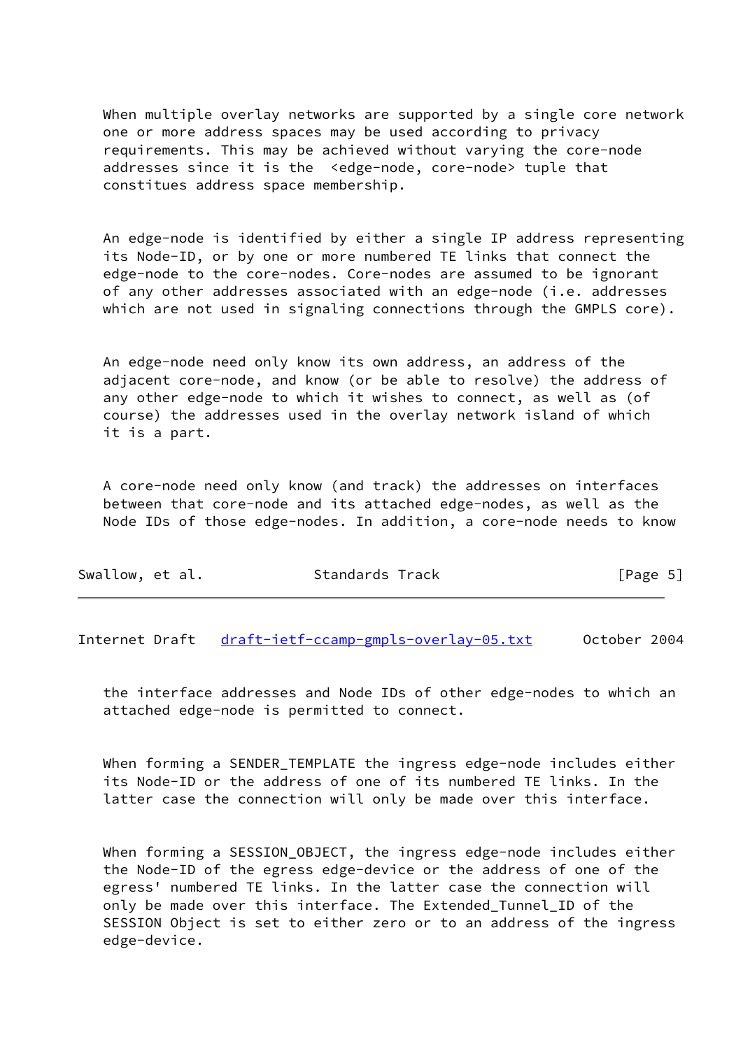When multiple overlay networks are supported by a single core network one or more address spaces may be used according to privacy requirements. This may be achieved without varying the core-node addresses since it is the <edge-node, core-node> tuple that constitues address space membership.

An edge-node is identified by either a single IP address representing its Node-ID, or by one or more numbered TE links that connect the edge-node to the core-nodes. Core-nodes are assumed to be ignorant of any other addresses associated with an edge-node (i.e. addresses which are not used in signaling connections through the GMPLS core).

An edge-node need only know its own address, an address of the adjacent core-node, and know (or be able to resolve) the address of any other edge-node to which it wishes to connect, as well as (of course) the addresses used in the overlay network island of which it is a part.

A core-node need only know (and track) the addresses on interfaces between that core-node and its attached edge-nodes, as well as the Node IDs of those edge-nodes. In addition, a core-node needs to know the interface addresses and Node IDs of other edge-nodes to which an attached edge-node is permitted to connect.

When forming a SENDER_TEMPLATE the ingress edge-node includes either its Node-ID or the address of one of its numbered TE links. In the latter case the connection will only be made over this interface.

When forming a SESSION_OBJECT, the ingress edge-node includes either the Node-ID of the egress edge-device or the address of one of the egress' numbered TE links. In the latter case the connection will only be made over this interface. The Extended_Tunnel_ID of the SESSION Object is set to either zero or to an address of the ingress edge-device.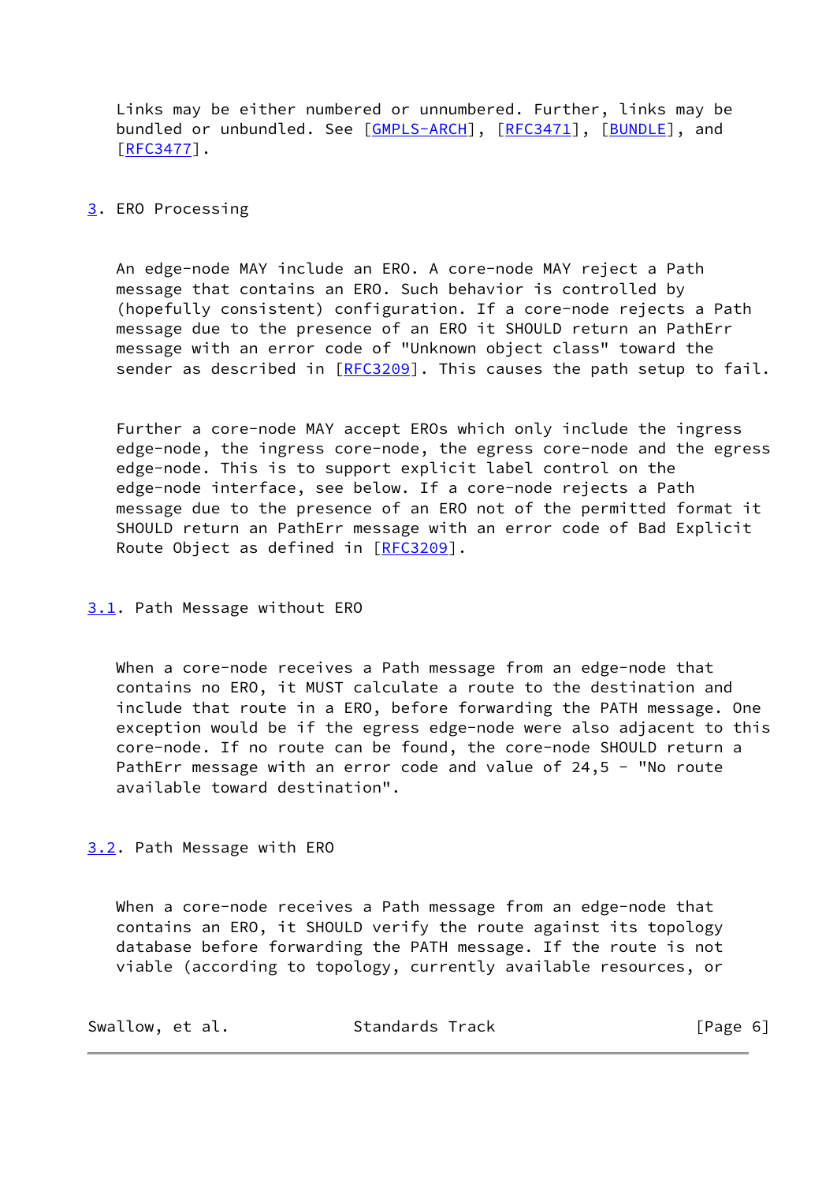Links may be either numbered or unnumbered. Further, links may be bundled or unbundled. See [GMPLS-ARCH], [RFC3471], [BUNDLE], and [RFC3477].

## 3. ERO Processing

An edge-node MAY include an ERO. A core-node MAY reject a Path message that contains an ERO. Such behavior is controlled by (hopefully consistent) configuration. If a core-node rejects a Path message due to the presence of an ERO it SHOULD return an PathErr message with an error code of "Unknown object class" toward the sender as described in [RFC3209]. This causes the path setup to fail.

Further a core-node MAY accept EROs which only include the ingress edge-node, the ingress core-node, the egress core-node and the egress edge-node. This is to support explicit label control on the edge-node interface, see below. If a core-node rejects a Path message due to the presence of an ERO not of the permitted format it SHOULD return an PathErr message with an error code of Bad Explicit Route Object as defined in [RFC3209].

### 3.1. Path Message without ERO

When a core-node receives a Path message from an edge-node that contains no ERO, it MUST calculate a route to the destination and include that route in a ERO, before forwarding the PATH message. One exception would be if the egress edge-node were also adjacent to this core-node. If no route can be found, the core-node SHOULD return a PathErr message with an error code and value of 24,5 - "No route available toward destination".

### 3.2. Path Message with ERO

When a core-node receives a Path message from an edge-node that contains an ERO, it SHOULD verify the route against its topology database before forwarding the PATH message. If the route is not viable (according to topology, currently available resources, or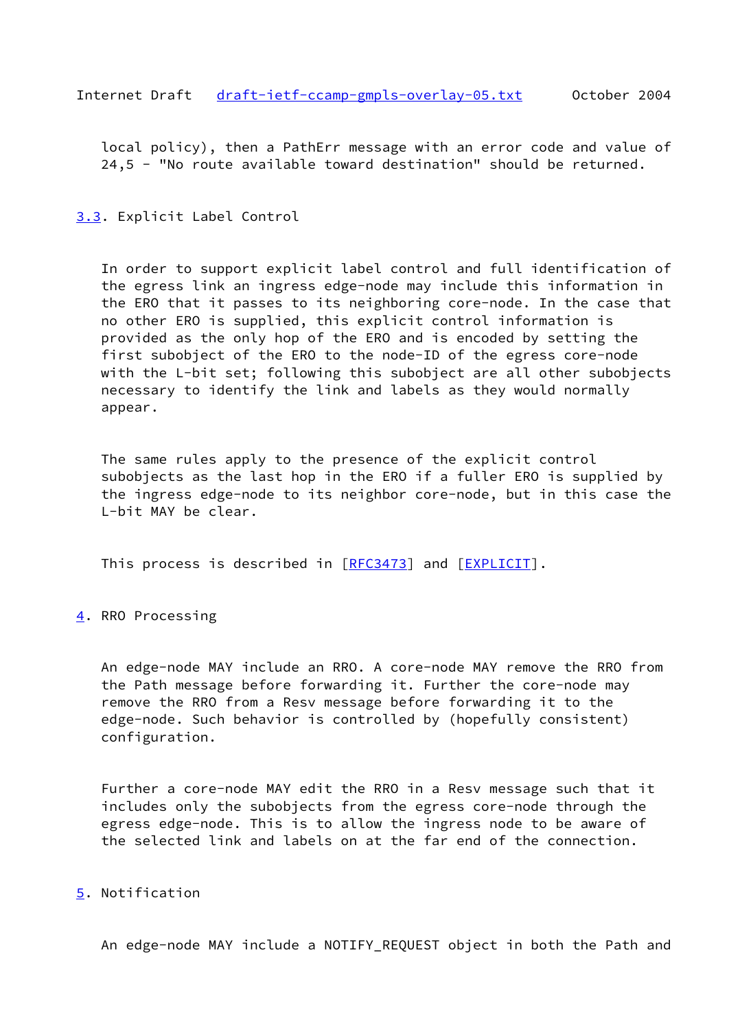local policy), then a PathErr message with an error code and value of 24,5 - "No route available toward destination" should be returned.

## 3.3. Explicit Label Control

In order to support explicit label control and full identification of the egress link an ingress edge-node may include this information in the ERO that it passes to its neighboring core-node. In the case that no other ERO is supplied, this explicit control information is provided as the only hop of the ERO and is encoded by setting the first subobject of the ERO to the node-ID of the egress core-node with the L-bit set; following this subobject are all other subobjects necessary to identify the link and labels as they would normally appear.

The same rules apply to the presence of the explicit control subobjects as the last hop in the ERO if a fuller ERO is supplied by the ingress edge-node to its neighbor core-node, but in this case the L-bit MAY be clear.

This process is described in [RFC3473] and [EXPLICIT].

# 4. RRO Processing

An edge-node MAY include an RRO. A core-node MAY remove the RRO from the Path message before forwarding it. Further the core-node may remove the RRO from a Resv message before forwarding it to the edge-node. Such behavior is controlled by (hopefully consistent) configuration.

Further a core-node MAY edit the RRO in a Resv message such that it includes only the subobjects from the egress core-node through the egress edge-node. This is to allow the ingress node to be aware of the selected link and labels on at the far end of the connection.

# 5. Notification

An edge-node MAY include a NOTIFY_REQUEST object in both the Path and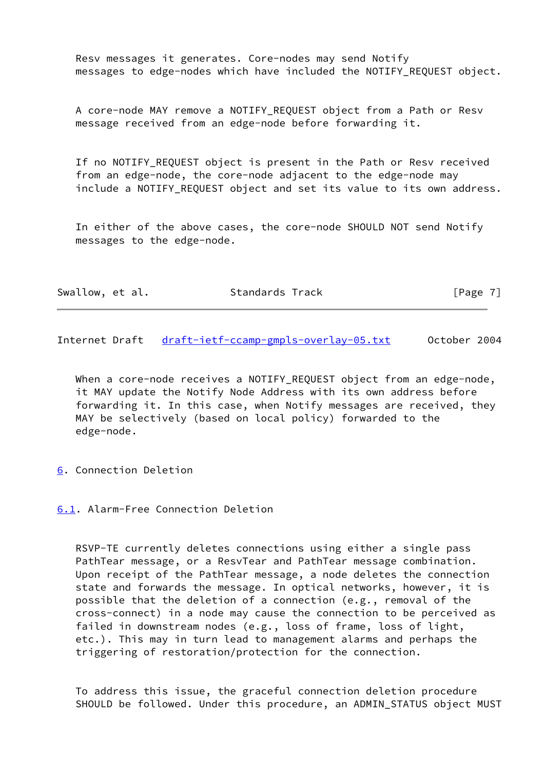Resv messages it generates. Core-nodes may send Notify messages to edge-nodes which have included the NOTIFY_REQUEST object.

A core-node MAY remove a NOTIFY_REQUEST object from a Path or Resv message received from an edge-node before forwarding it.

If no NOTIFY_REQUEST object is present in the Path or Resv received from an edge-node, the core-node adjacent to the edge-node may include a NOTIFY_REQUEST object and set its value to its own address.

In either of the above cases, the core-node SHOULD NOT send Notify messages to the edge-node.

When a core-node receives a NOTIFY_REQUEST object from an edge-node, it MAY update the Notify Node Address with its own address before forwarding it. In this case, when Notify messages are received, they MAY be selectively (based on local policy) forwarded to the edge-node.

## 6. Connection Deletion

### 6.1. Alarm-Free Connection Deletion

RSVP-TE currently deletes connections using either a single pass PathTear message, or a ResvTear and PathTear message combination. Upon receipt of the PathTear message, a node deletes the connection state and forwards the message. In optical networks, however, it is possible that the deletion of a connection (e.g., removal of the cross-connect) in a node may cause the connection to be perceived as failed in downstream nodes (e.g., loss of frame, loss of light, etc.). This may in turn lead to management alarms and perhaps the triggering of restoration/protection for the connection.

To address this issue, the graceful connection deletion procedure SHOULD be followed. Under this procedure, an ADMIN_STATUS object MUST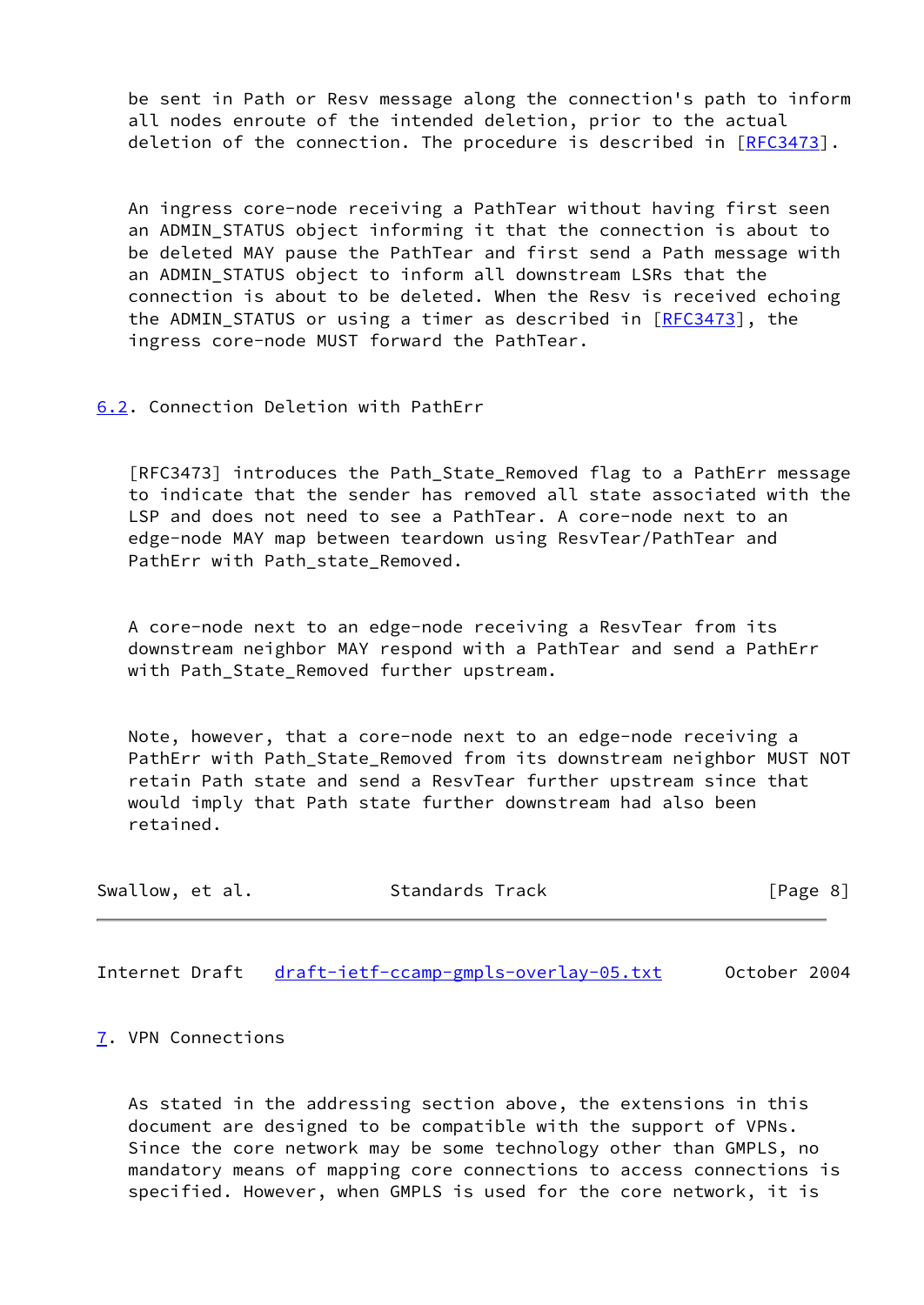be sent in Path or Resv message along the connection's path to inform all nodes enroute of the intended deletion, prior to the actual deletion of the connection. The procedure is described in [RFC3473].

An ingress core-node receiving a PathTear without having first seen an ADMIN_STATUS object informing it that the connection is about to be deleted MAY pause the PathTear and first send a Path message with an ADMIN_STATUS object to inform all downstream LSRs that the connection is about to be deleted. When the Resv is received echoing the ADMIN_STATUS or using a timer as described in [RFC3473], the ingress core-node MUST forward the PathTear.

### 6.2. Connection Deletion with PathErr

[RFC3473] introduces the Path_State_Removed flag to a PathErr message to indicate that the sender has removed all state associated with the LSP and does not need to see a PathTear. A core-node next to an edge-node MAY map between teardown using ResvTear/PathTear and PathErr with Path_state_Removed.

A core-node next to an edge-node receiving a ResvTear from its downstream neighbor MAY respond with a PathTear and send a PathErr with Path_State_Removed further upstream.

Note, however, that a core-node next to an edge-node receiving a PathErr with Path_State_Removed from its downstream neighbor MUST NOT retain Path state and send a ResvTear further upstream since that would imply that Path state further downstream had also been retained.

## 7. VPN Connections

As stated in the addressing section above, the extensions in this document are designed to be compatible with the support of VPNs. Since the core network may be some technology other than GMPLS, no mandatory means of mapping core connections to access connections is specified. However, when GMPLS is used for the core network, it is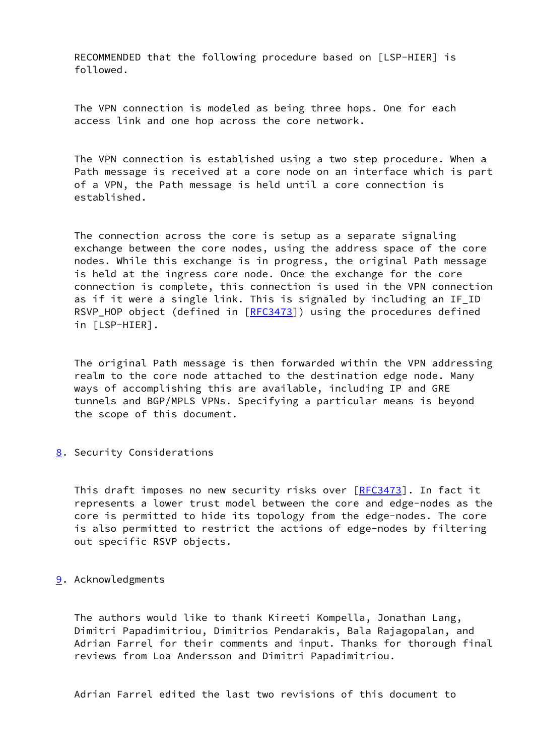RECOMMENDED that the following procedure based on [LSP-HIER] is followed.

The VPN connection is modeled as being three hops. One for each access link and one hop across the core network.

The VPN connection is established using a two step procedure. When a Path message is received at a core node on an interface which is part of a VPN, the Path message is held until a core connection is established.

The connection across the core is setup as a separate signaling exchange between the core nodes, using the address space of the core nodes. While this exchange is in progress, the original Path message is held at the ingress core node. Once the exchange for the core connection is complete, this connection is used in the VPN connection as if it were a single link. This is signaled by including an IF_ID RSVP_HOP object (defined in [RFC3473]) using the procedures defined in [LSP-HIER].

The original Path message is then forwarded within the VPN addressing realm to the core node attached to the destination edge node. Many ways of accomplishing this are available, including IP and GRE tunnels and BGP/MPLS VPNs. Specifying a particular means is beyond the scope of this document.

## 8. Security Considerations

This draft imposes no new security risks over [RFC3473]. In fact it represents a lower trust model between the core and edge-nodes as the core is permitted to hide its topology from the edge-nodes. The core is also permitted to restrict the actions of edge-nodes by filtering out specific RSVP objects.

## 9. Acknowledgments

The authors would like to thank Kireeti Kompella, Jonathan Lang, Dimitri Papadimitriou, Dimitrios Pendarakis, Bala Rajagopalan, and Adrian Farrel for their comments and input. Thanks for thorough final reviews from Loa Andersson and Dimitri Papadimitriou.

Adrian Farrel edited the last two revisions of this document to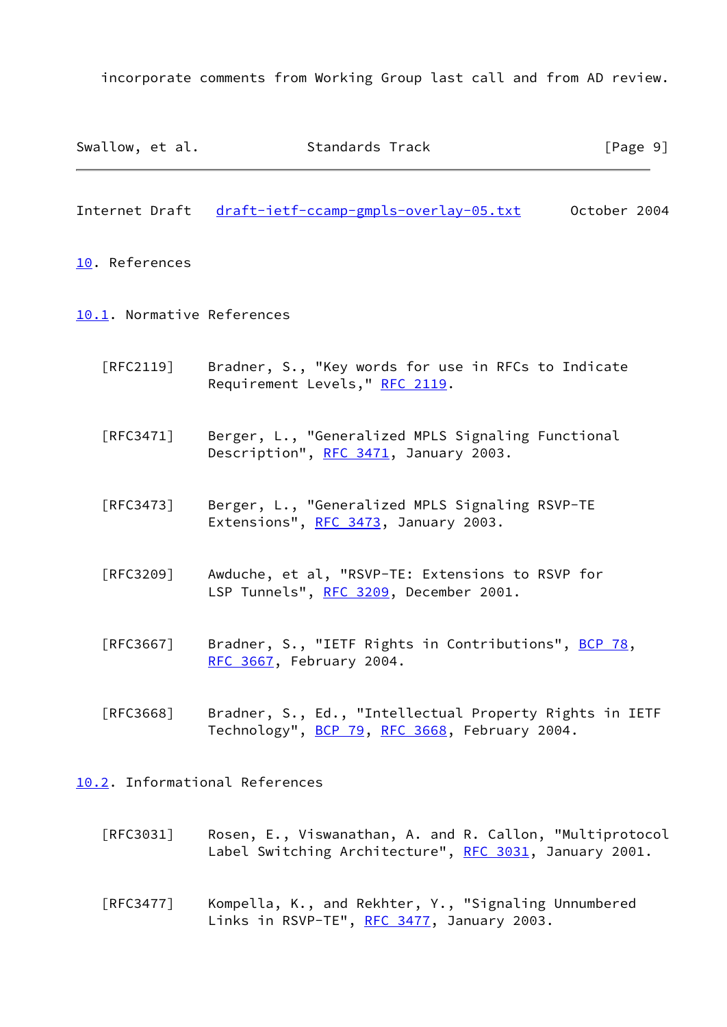incorporate comments from Working Group last call and from AD review.

## 10. References

### 10.1. Normative References

[RFC2119] Bradner, S., "Key words for use in RFCs to Indicate Requirement Levels," RFC 2119.

[RFC3471] Berger, L., "Generalized MPLS Signaling Functional Description", RFC 3471, January 2003.

[RFC3473] Berger, L., "Generalized MPLS Signaling RSVP-TE Extensions", RFC 3473, January 2003.

[RFC3209] Awduche, et al, "RSVP-TE: Extensions to RSVP for LSP Tunnels", RFC 3209, December 2001.

[RFC3667] Bradner, S., "IETF Rights in Contributions", BCP 78, RFC 3667, February 2004.

[RFC3668] Bradner, S., Ed., "Intellectual Property Rights in IETF Technology", BCP 79, RFC 3668, February 2004.

### 10.2. Informational References

[RFC3031] Rosen, E., Viswanathan, A. and R. Callon, "Multiprotocol Label Switching Architecture", RFC 3031, January 2001.

[RFC3477] Kompella, K., and Rekhter, Y., "Signaling Unnumbered Links in RSVP-TE", RFC 3477, January 2003.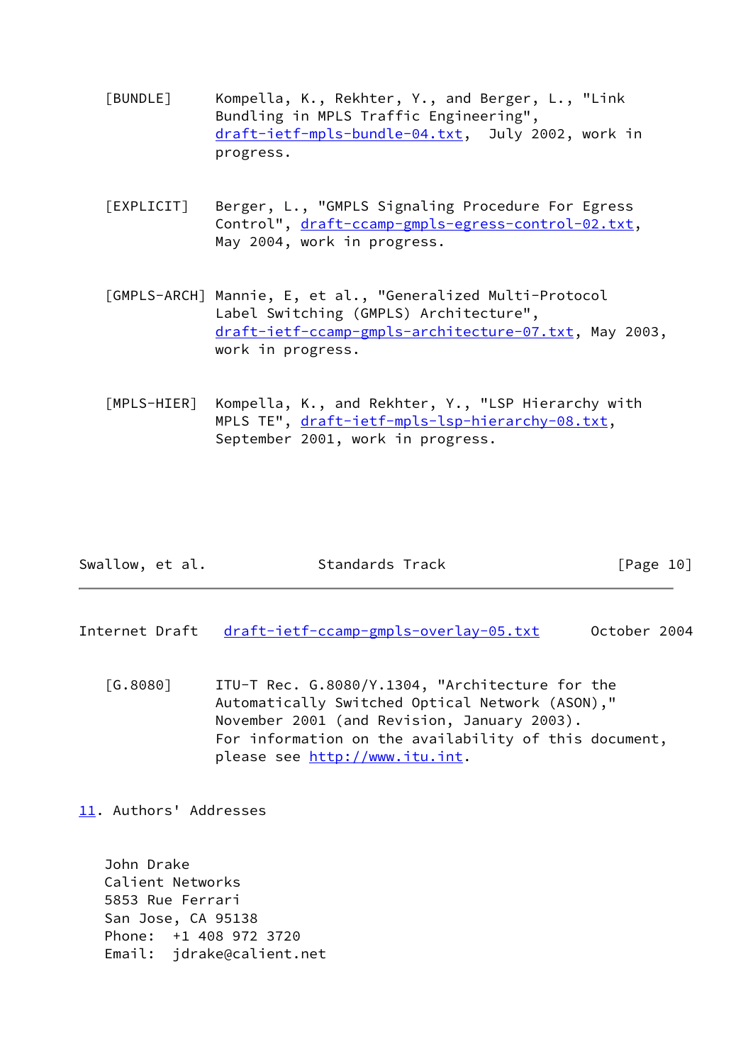[BUNDLE] Kompella, K., Rekhter, Y., and Berger, L., "Link Bundling in MPLS Traffic Engineering", draft-ietf-mpls-bundle-04.txt, July 2002, work in progress.

[EXPLICIT] Berger, L., "GMPLS Signaling Procedure For Egress Control", draft-ccamp-gmpls-egress-control-02.txt, May 2004, work in progress.

[GMPLS-ARCH] Mannie, E, et al., "Generalized Multi-Protocol Label Switching (GMPLS) Architecture", draft-ietf-ccamp-gmpls-architecture-07.txt, May 2003, work in progress.

[MPLS-HIER] Kompella, K., and Rekhter, Y., "LSP Hierarchy with MPLS TE", draft-ietf-mpls-lsp-hierarchy-08.txt, September 2001, work in progress.

[G.8080] ITU-T Rec. G.8080/Y.1304, "Architecture for the Automatically Switched Optical Network (ASON)," November 2001 (and Revision, January 2003). For information on the availability of this document, please see http://www.itu.int.

## 11. Authors' Addresses

John Drake
Calient Networks
5853 Rue Ferrari
San Jose, CA 95138
Phone: +1 408 972 3720
Email: jdrake@calient.net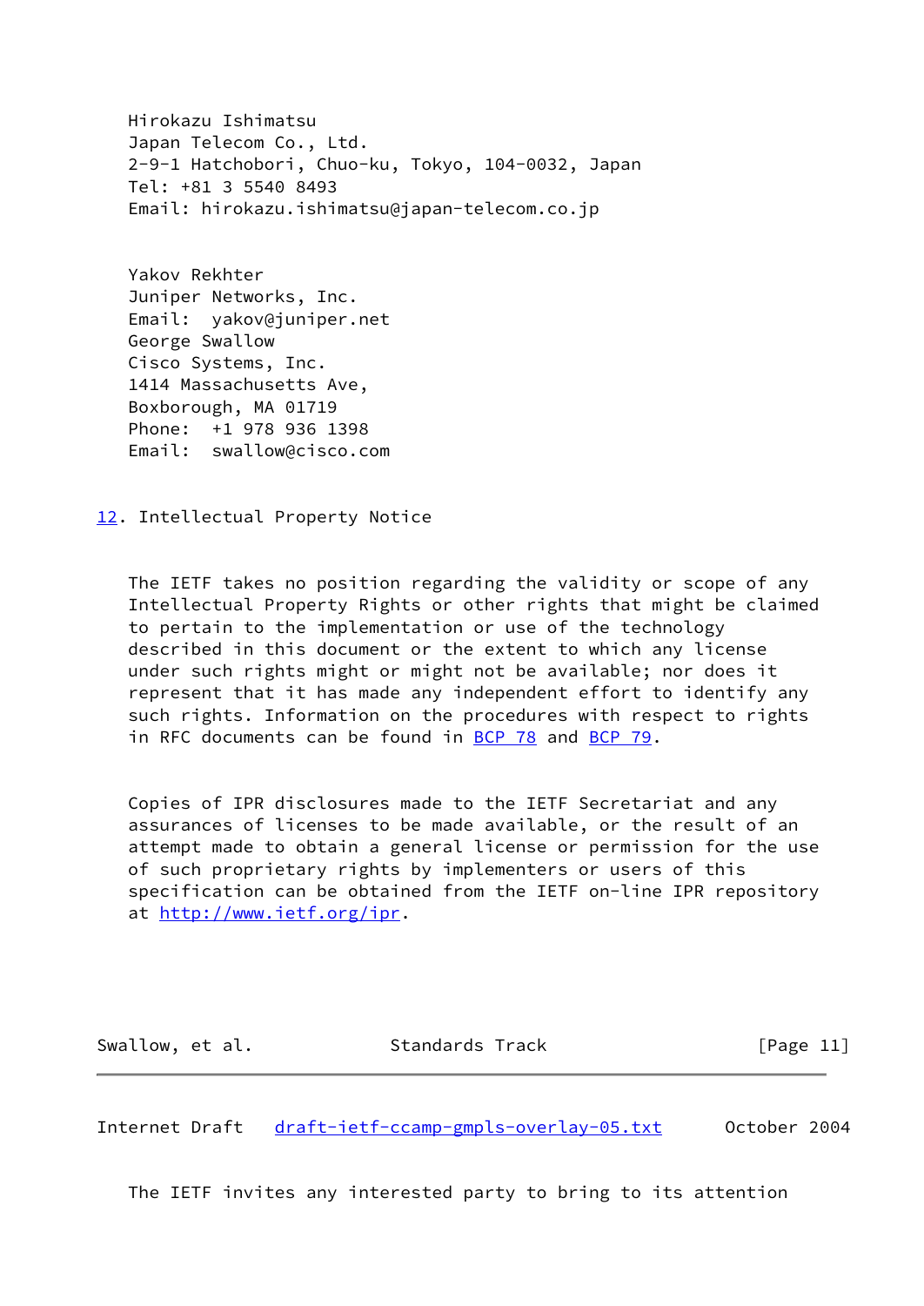Hirokazu Ishimatsu
Japan Telecom Co., Ltd.
2-9-1 Hatchobori, Chuo-ku, Tokyo, 104-0032, Japan
Tel: +81 3 5540 8493
Email: hirokazu.ishimatsu@japan-telecom.co.jp

Yakov Rekhter
Juniper Networks, Inc.
Email: yakov@juniper.net
George Swallow
Cisco Systems, Inc.
1414 Massachusetts Ave,
Boxborough, MA 01719
Phone: +1 978 936 1398
Email: swallow@cisco.com

## 12. Intellectual Property Notice

The IETF takes no position regarding the validity or scope of any Intellectual Property Rights or other rights that might be claimed to pertain to the implementation or use of the technology described in this document or the extent to which any license under such rights might or might not be available; nor does it represent that it has made any independent effort to identify any such rights. Information on the procedures with respect to rights in RFC documents can be found in BCP 78 and BCP 79.

Copies of IPR disclosures made to the IETF Secretariat and any assurances of licenses to be made available, or the result of an attempt made to obtain a general license or permission for the use of such proprietary rights by implementers or users of this specification can be obtained from the IETF on-line IPR repository at http://www.ietf.org/ipr.

The IETF invites any interested party to bring to its attention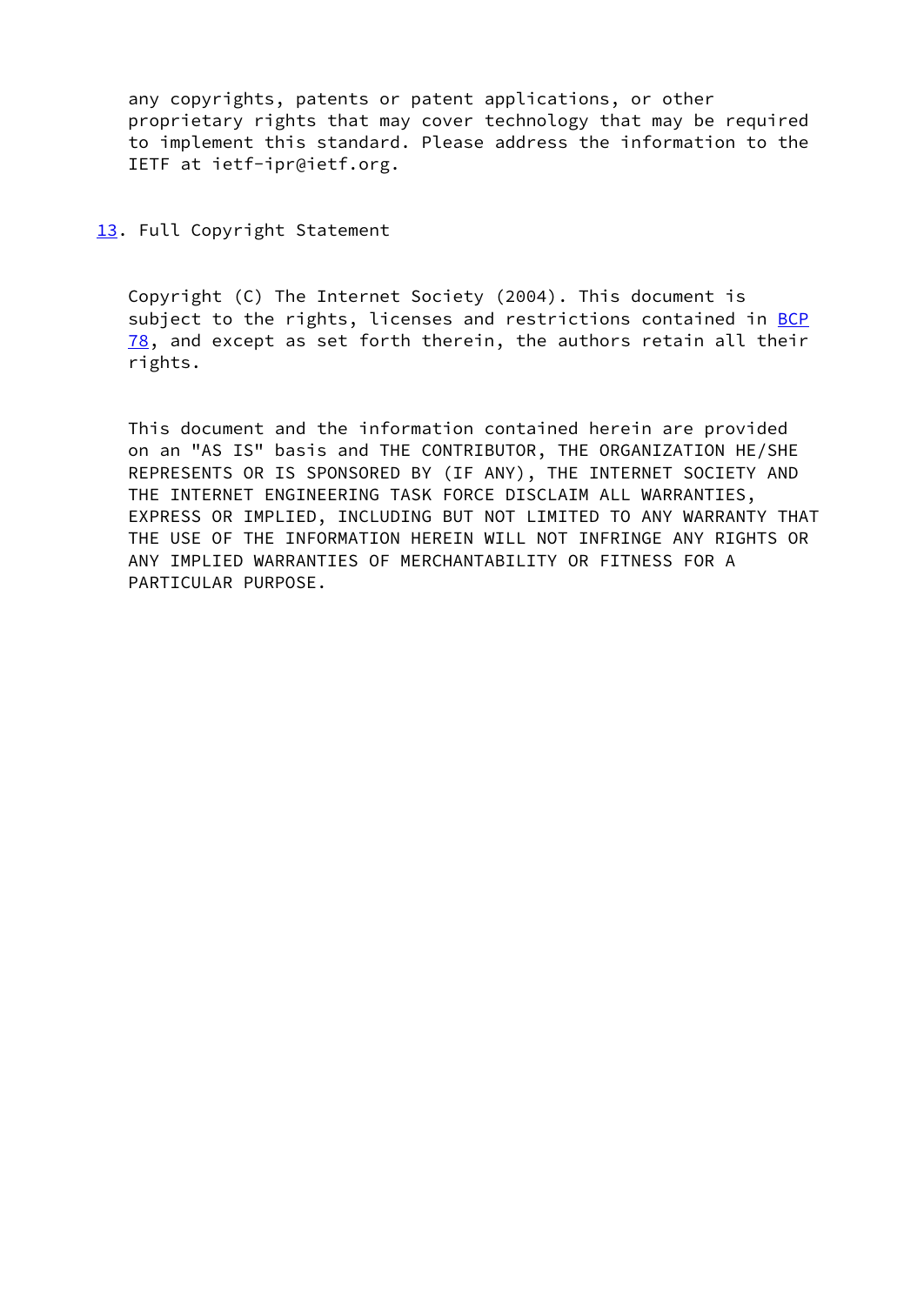any copyrights, patents or patent applications, or other proprietary rights that may cover technology that may be required to implement this standard. Please address the information to the IETF at ietf-ipr@ietf.org.

## 13. Full Copyright Statement

Copyright (C) The Internet Society (2004). This document is subject to the rights, licenses and restrictions contained in BCP 78, and except as set forth therein, the authors retain all their rights.

This document and the information contained herein are provided on an "AS IS" basis and THE CONTRIBUTOR, THE ORGANIZATION HE/SHE REPRESENTS OR IS SPONSORED BY (IF ANY), THE INTERNET SOCIETY AND THE INTERNET ENGINEERING TASK FORCE DISCLAIM ALL WARRANTIES, EXPRESS OR IMPLIED, INCLUDING BUT NOT LIMITED TO ANY WARRANTY THAT THE USE OF THE INFORMATION HEREIN WILL NOT INFRINGE ANY RIGHTS OR ANY IMPLIED WARRANTIES OF MERCHANTABILITY OR FITNESS FOR A PARTICULAR PURPOSE.